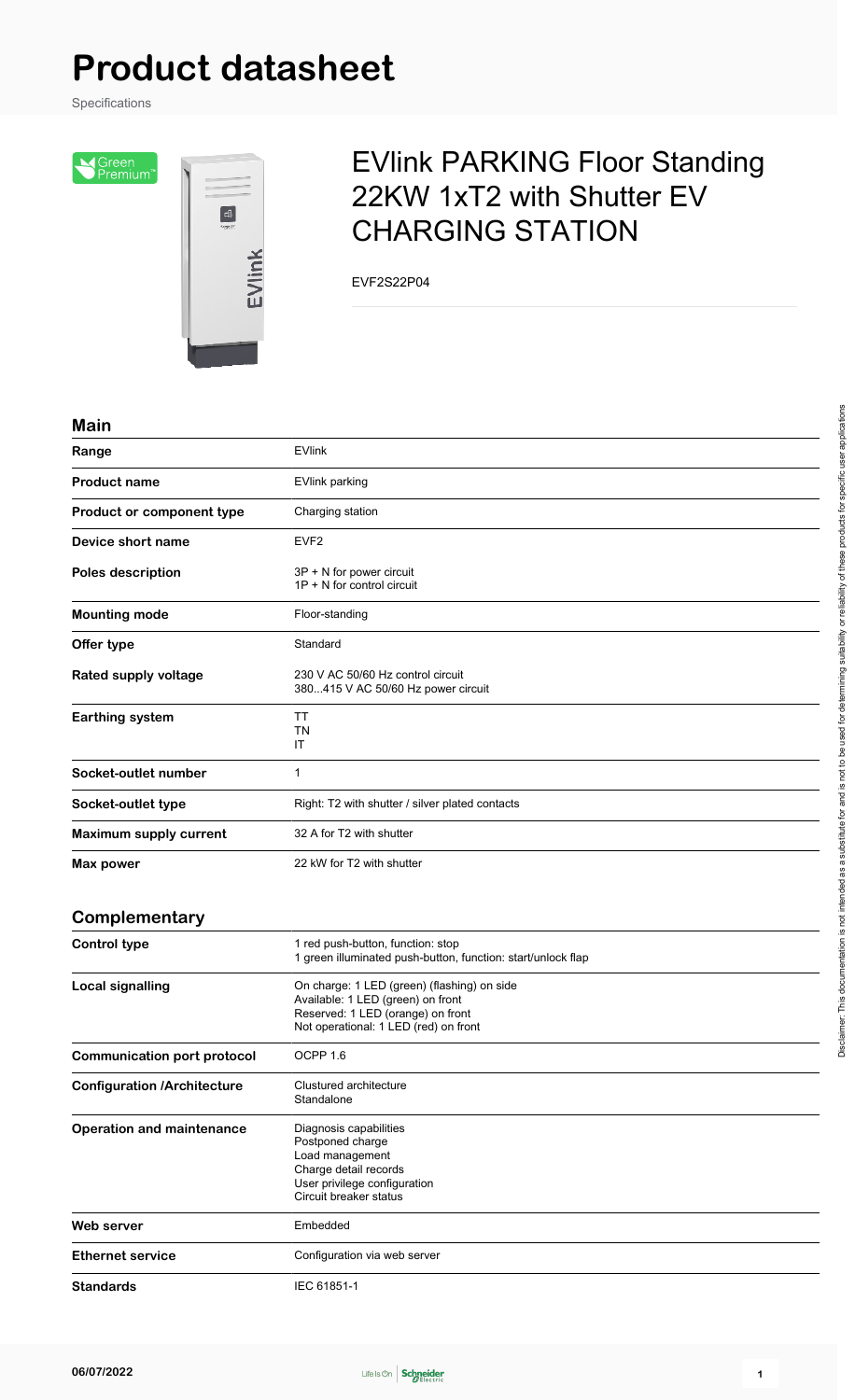# Product datasheet

Specifications

## EVlink PARKING Floor Standing 22KW 1xT2 with Shutter EV CHARGING STATION

EVF2S22P04

### Main

| | |
|---|---|
| **Range** | EVlink |
| **Product name** | EVlink parking |
| **Product or component type** | Charging station |
| **Device short name** | EVF2 |
| **Poles description** | 3P + N for power circuit<br>1P + N for control circuit |
| **Mounting mode** | Floor-standing |
| **Offer type** | Standard |
| **Rated supply voltage** | 230 V AC 50/60 Hz control circuit<br>380...415 V AC 50/60 Hz power circuit |
| **Earthing system** | TT<br>TN<br>IT |
| **Socket-outlet number** | 1 |
| **Socket-outlet type** | Right: T2 with shutter / silver plated contacts |
| **Maximum supply current** | 32 A for T2 with shutter |
| **Max power** | 22 kW for T2 with shutter |

### Complementary

| | |
|---|---|
| **Control type** | 1 red push-button, function: stop<br>1 green illuminated push-button, function: start/unlock flap |
| **Local signalling** | On charge: 1 LED (green) (flashing) on side<br>Available: 1 LED (green) on front<br>Reserved: 1 LED (orange) on front<br>Not operational: 1 LED (red) on front |
| **Communication port protocol** | OCPP 1.6 |
| **Configuration /Architecture** | Clustured architecture<br>Standalone |
| **Operation and maintenance** | Diagnosis capabilities<br>Postponed charge<br>Load management<br>Charge detail records<br>User privilege configuration<br>Circuit breaker status |
| **Web server** | Embedded |
| **Ethernet service** | Configuration via web server |
| **Standards** | IEC 61851-1 |

Disclaimer: This documentation is not intended as a substitute for and is not to be used for determining suitability or reliability of these products for specific user applications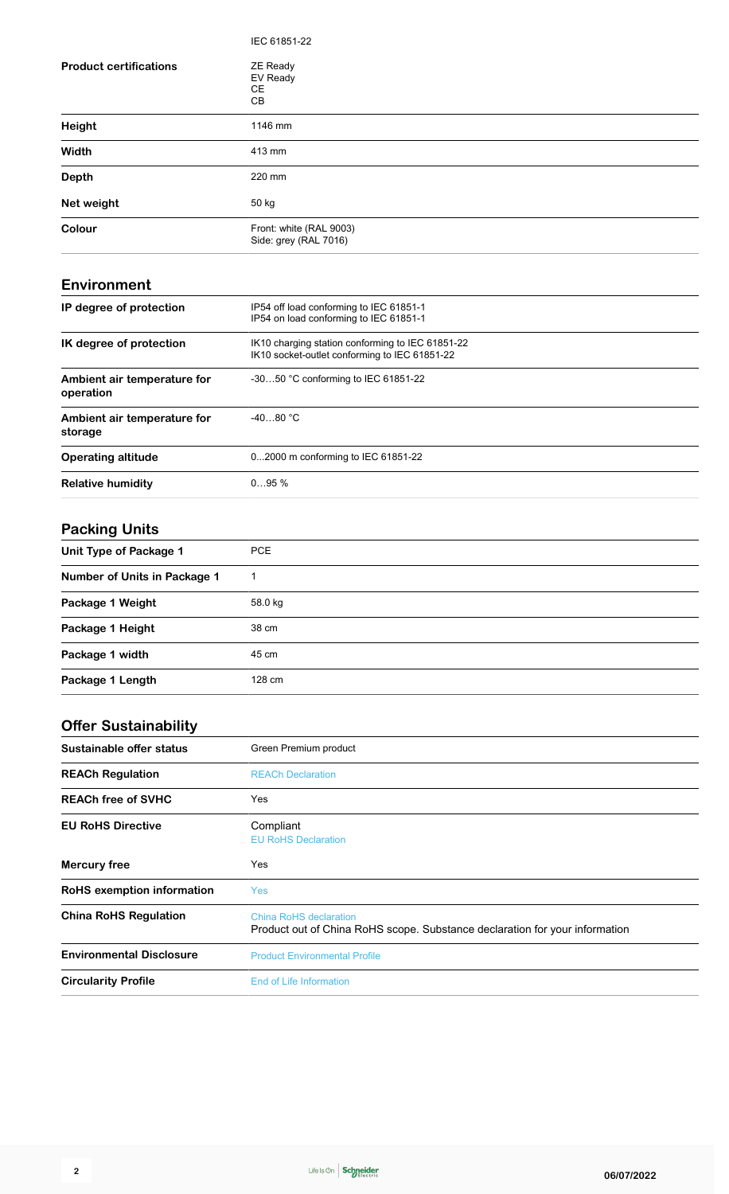| | |
|---|---|
| | IEC 61851-22 |
| **Product certifications** | ZE Ready<br>EV Ready<br>CE<br>CB |
| **Height** | 1146 mm |
| **Width** | 413 mm |
| **Depth** | 220 mm |
| **Net weight** | 50 kg |
| **Colour** | Front: white (RAL 9003)<br>Side: grey (RAL 7016) |

## Environment

| | |
|---|---|
| **IP degree of protection** | IP54 off load conforming to IEC 61851-1<br>IP54 on load conforming to IEC 61851-1 |
| **IK degree of protection** | IK10 charging station conforming to IEC 61851-22<br>IK10 socket-outlet conforming to IEC 61851-22 |
| **Ambient air temperature for operation** | -30…50 °C conforming to IEC 61851-22 |
| **Ambient air temperature for storage** | -40…80 °C |
| **Operating altitude** | 0...2000 m conforming to IEC 61851-22 |
| **Relative humidity** | 0…95 % |

## Packing Units

| | |
|---|---|
| **Unit Type of Package 1** | PCE |
| **Number of Units in Package 1** | 1 |
| **Package 1 Weight** | 58.0 kg |
| **Package 1 Height** | 38 cm |
| **Package 1 width** | 45 cm |
| **Package 1 Length** | 128 cm |

## Offer Sustainability

| | |
|---|---|
| **Sustainable offer status** | Green Premium product |
| **REACh Regulation** | REACh Declaration |
| **REACh free of SVHC** | Yes |
| **EU RoHS Directive** | Compliant<br>EU RoHS Declaration |
| **Mercury free** | Yes |
| **RoHS exemption information** | Yes |
| **China RoHS Regulation** | China RoHS declaration<br>Product out of China RoHS scope. Substance declaration for your information |
| **Environmental Disclosure** | Product Environmental Profile |
| **Circularity Profile** | End of Life Information |